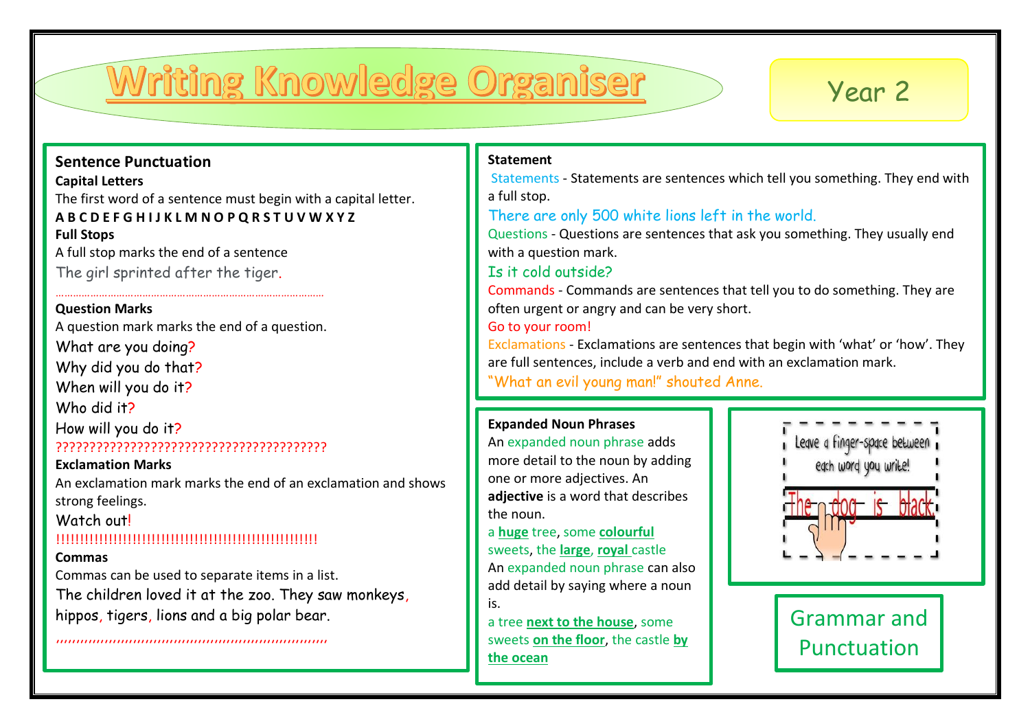# Writing Knowledge Organiser

Year 2

## Sentence Punctuation

**Capital Letters**

The first word of a sentence must begin with a capital letter.

**A B C D E F G H I J K L M N O P Q R S T U V W X Y Z**

**Full Stops**

A full stop marks the end of a sentence

The girl sprinted after the tiger.

……………………………………………………………………………………

**Question Marks**

A question mark marks the end of a question.

What are you doing?

Why did you do that?

When will you do it?

Who did it?

How will you do it?

???????????????????????????????????????

**Exclamation Marks**

An exclamation mark marks the end of an exclamation and shows strong feelings.

Watch out!

!!!!!!!!!!!!!!!!!!!!!!!!!!!!!!!!!!!!!!!!!!!!!!!!!!!!!!!!!!

**Commas**

Commas can be used to separate items in a list.

The children loved it at the zoo. They saw monkeys, hippos, tigers, lions and a big polar bear.

,,,,,,,,,,,,,,,,,,,,,,,,,,,,,,,,,,,,,,,,,,,,,,,,,,,,,,,,,,,,,,,,,,

## Statement

Statements - Statements are sentences which tell you something. They end with a full stop.

There are only 500 white lions left in the world.

Questions - Questions are sentences that ask you something. They usually end with a question mark.

Is it cold outside?

Commands - Commands are sentences that tell you to do something. They are often urgent or angry and can be very short.

Go to your room!

Exclamations - Exclamations are sentences that begin with 'what' or 'how'. They are full sentences, include a verb and end with an exclamation mark.

"What an evil young man!" shouted Anne.

## Expanded Noun Phrases

An expanded noun phrase adds more detail to the noun by adding one or more adjectives. An **adjective** is a word that describes the noun.

a **huge** tree, some **colourful** sweets, the **large**, **royal** castle

An expanded noun phrase can also add detail by saying where a noun is.

a tree **next to the house**, some sweets **on the floor**, the castle **by the ocean**

Leave a finger-space between each word you write!

The dog is black

Grammar and Punctuation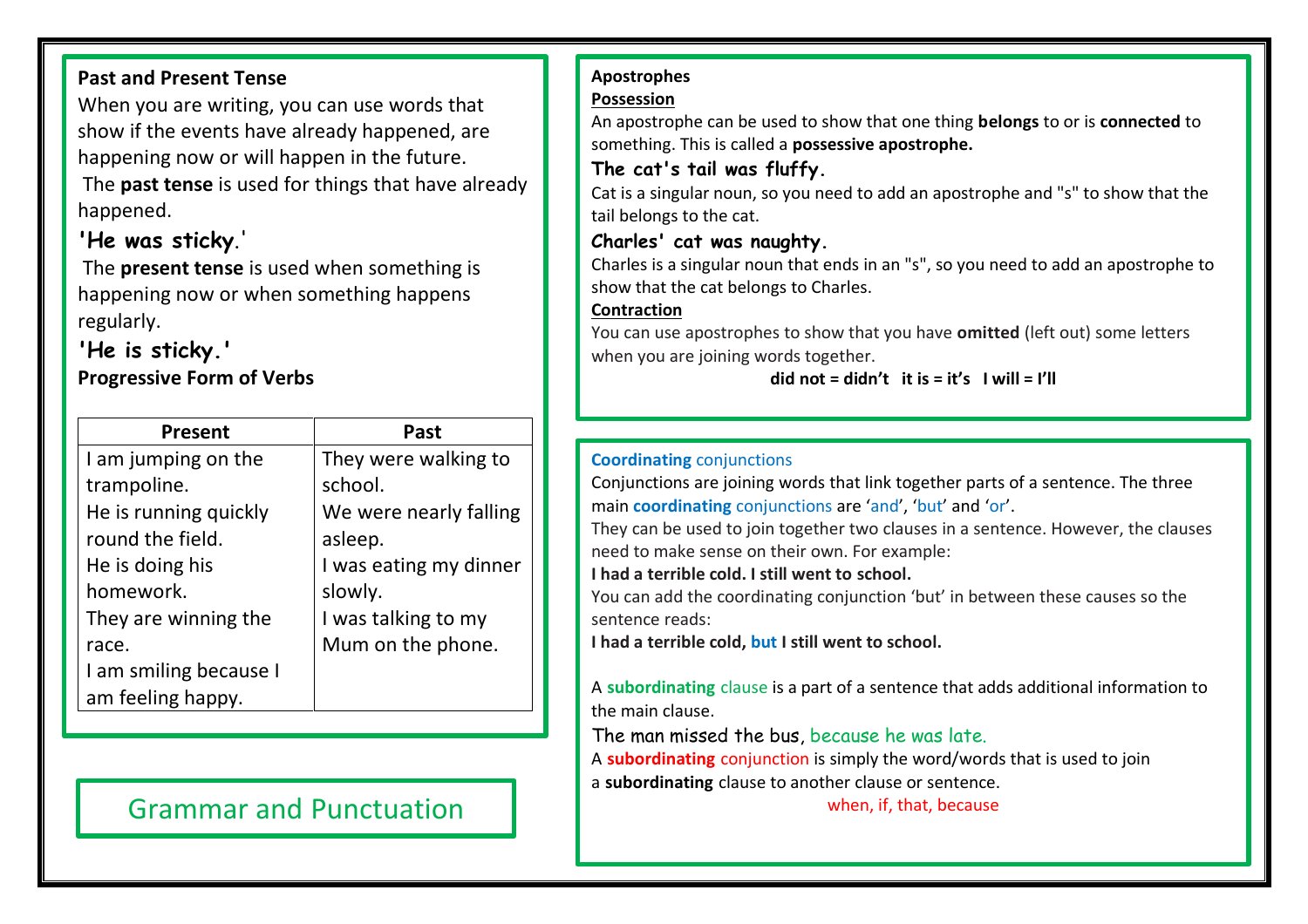# Grammar and Punctuation

## Past and Present Tense

When you are writing, you can use words that show if the events have already happened, are happening now or will happen in the future.

The **past tense** is used for things that have already happened.

**'He was sticky.'**

The **present tense** is used when something is happening now or when something happens regularly.

**'He is sticky.'**

## Progressive Form of Verbs

| Present | Past |
| --- | --- |
| I am jumping on the trampoline.<br>He is running quickly round the field.<br>He is doing his homework.<br>They are winning the race.<br>I am smiling because I am feeling happy. | They were walking to school.<br>We were nearly falling asleep.<br>I was eating my dinner slowly.<br>I was talking to my Mum on the phone. |

## Apostrophes

### Possession

An apostrophe can be used to show that one thing **belongs** to or is **connected** to something. This is called a **possessive apostrophe.**

**The cat's tail was fluffy.**

Cat is a singular noun, so you need to add an apostrophe and "s" to show that the tail belongs to the cat.

**Charles' cat was naughty.**

Charles is a singular noun that ends in an "s", so you need to add an apostrophe to show that the cat belongs to Charles.

### Contraction

You can use apostrophes to show that you have **omitted** (left out) some letters when you are joining words together.

**did not = didn't  it is = it's  I will = I'll**

## Coordinating conjunctions

Conjunctions are joining words that link together parts of a sentence. The three main **coordinating** conjunctions are 'and', 'but' and 'or'.

They can be used to join together two clauses in a sentence. However, the clauses need to make sense on their own. For example:

**I had a terrible cold. I still went to school.**

You can add the coordinating conjunction 'but' in between these causes so the sentence reads:

**I had a terrible cold, but I still went to school.**

A **subordinating** clause is a part of a sentence that adds additional information to the main clause.

The man missed the bus, because he was late.

A **subordinating** conjunction is simply the word/words that is used to join a **subordinating** clause to another clause or sentence.

when, if, that, because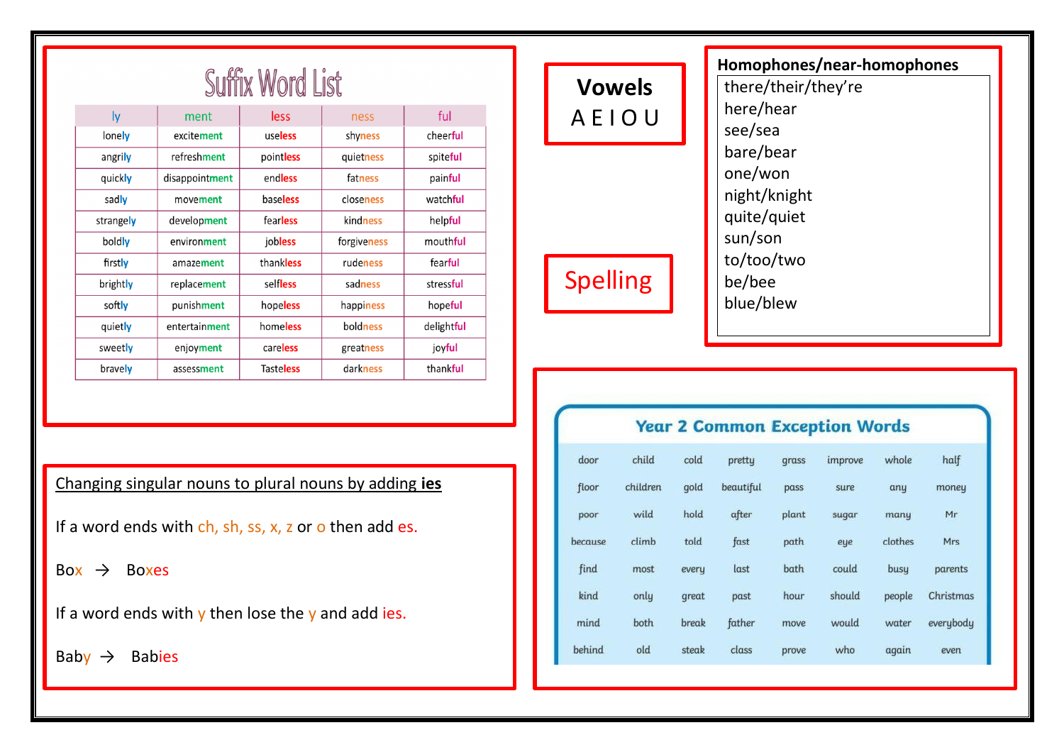# Suffix Word List

| ly | ment | less | ness | ful |
|---|---|---|---|---|
| lonely | excitement | useless | shyness | cheerful |
| angrily | refreshment | pointless | quietness | spiteful |
| quickly | disappointment | endless | fatness | painful |
| sadly | movement | baseless | closeness | watchful |
| strangely | development | fearless | kindness | helpful |
| boldly | environment | jobless | forgiveness | mouthful |
| firstly | amazement | thankless | rudeness | fearful |
| brightly | replacement | selfless | sadness | stressful |
| softly | punishment | hopeless | happiness | hopeful |
| quietly | entertainment | homeless | boldness | delightful |
| sweetly | enjoyment | careless | greatness | joyful |
| bravely | assessment | Tasteless | darkness | thankful |

## Vowels

A E I O U

## Spelling

## Homophones/near-homophones

- there/their/they're
- here/hear
- see/sea
- bare/bear
- one/won
- night/knight
- quite/quiet
- sun/son
- to/too/two
- be/bee
- blue/blew

## Changing singular nouns to plural nouns by adding **ies**

If a word ends with ch, sh, ss, x, z or o then add es.

Box → Boxes

If a word ends with y then lose the y and add ies.

Baby → Babies

## Year 2 Common Exception Words

| | | | | | | | |
|---|---|---|---|---|---|---|---|
| door | child | cold | pretty | grass | improve | whole | half |
| floor | children | gold | beautiful | pass | sure | any | money |
| poor | wild | hold | after | plant | sugar | many | Mr |
| because | climb | told | fast | path | eye | clothes | Mrs |
| find | most | every | last | bath | could | busy | parents |
| kind | only | great | past | hour | should | people | Christmas |
| mind | both | break | father | move | would | water | everybody |
| behind | old | steak | class | prove | who | again | even |